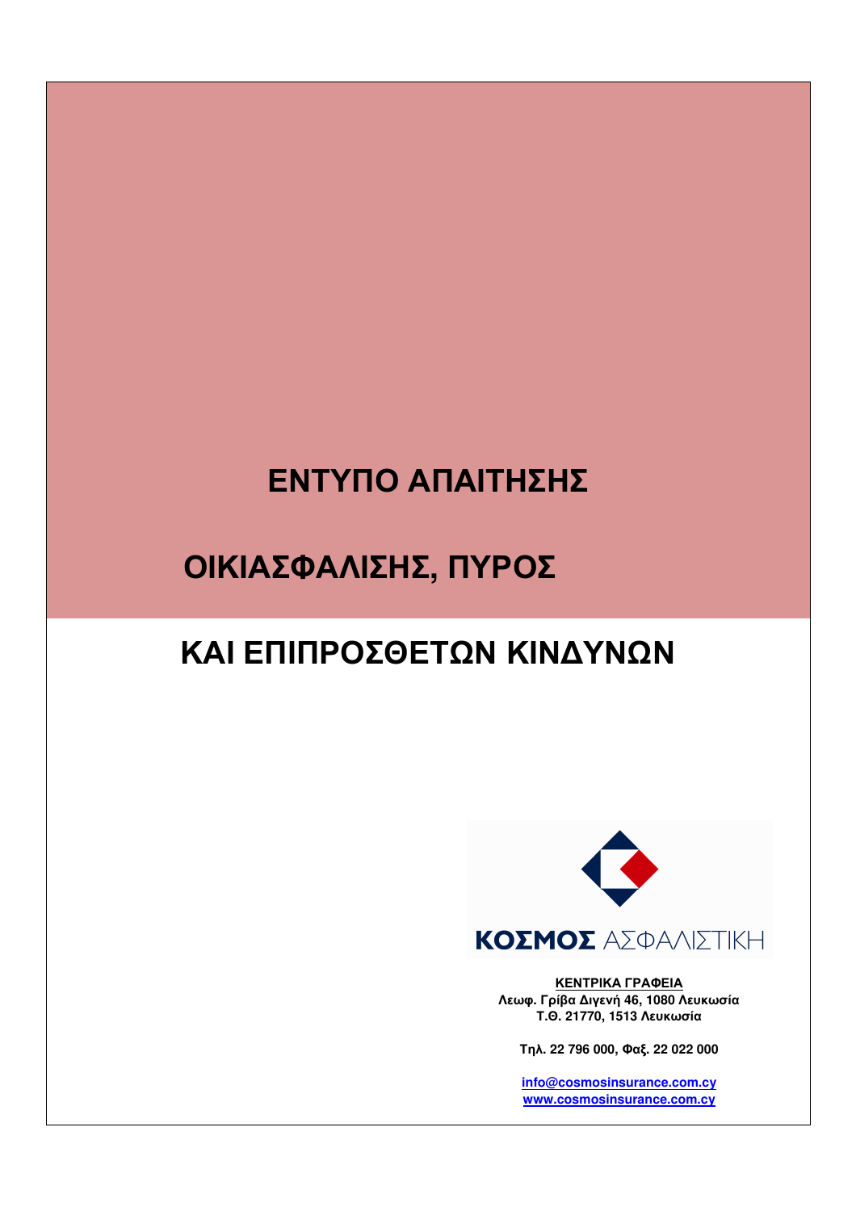# ΕΝΤΥΠΟ ΑΠΑΙΤΗΣΗΣ

# ΟΙΚΙΑΣΦΑΛΙΣΗΣ, ΠΥΡΟΣ

# ΚΑΙ ΕΠΙΠΡΟΣΘΕΤΩΝ ΚΙΝΔΥΝΩΝ

**ΚΟΣΜΟΣ** ΑΣΦΑΛΙΣΤΙΚΗ

**ΚΕΝΤΡΙΚΑ ΓΡΑΦΕΙΑ**
**Λεωφ. Γρίβα Διγενή 46, 1080 Λευκωσία**
**Τ.Θ. 21770, 1513 Λευκωσία**

**Τηλ. 22 796 000, Φαξ. 22 022 000**

**info@cosmosinsurance.com.cy**
**www.cosmosinsurance.com.cy**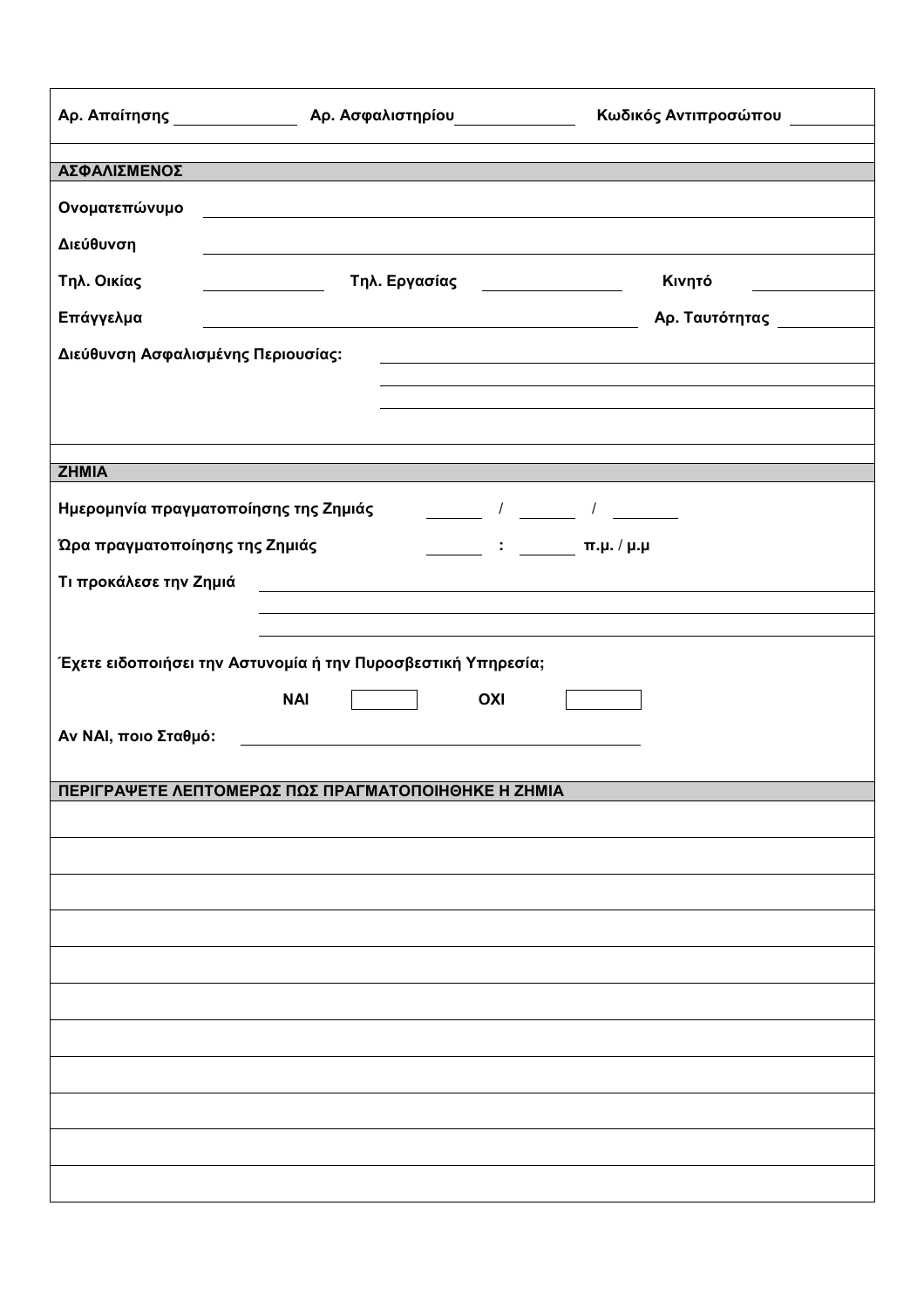Αρ. Απαίτησης ______________ Αρ. Ασφαλιστηρίου ______________ Κωδικός Αντιπροσώπου __________

## ΑΣΦΑΛΙΣΜΕΝΟΣ

Ονοματεπώνυμο ____________________________________________

Διεύθυνση ____________________________________________

Τηλ. Οικίας ______________ Τηλ. Εργασίας ______________ Κινητό ______________

Επάγγελμα ______________________________ Αρ. Ταυτότητας ______________

Διεύθυνση Ασφαλισμένης Περιουσίας: ______________________________

______________________________

______________________________

## ΖΗΜΙΑ

Ημερομηνία πραγματοποίησης της Ζημιάς ______ / ______ / ______

Ώρα πραγματοποίησης της Ζημιάς ______ : ______ π.μ. / μ.μ

Τι προκάλεσε την Ζημιά ______________________________

______________________________

______________________________

Έχετε ειδοποιήσει την Αστυνομία ή την Πυροσβεστική Υπηρεσία;

ΝΑΙ ☐ ΟΧΙ ☐

Αν ΝΑΙ, ποιο Σταθμό: ______________________________

## ΠΕΡΙΓΡΑΨΕΤΕ ΛΕΠΤΟΜΕΡΩΣ ΠΩΣ ΠΡΑΓΜΑΤΟΠΟΙΗΘΗΚΕ Η ΖΗΜΙΑ

______________________________

______________________________

______________________________

______________________________

______________________________

______________________________

______________________________

______________________________

______________________________

______________________________

______________________________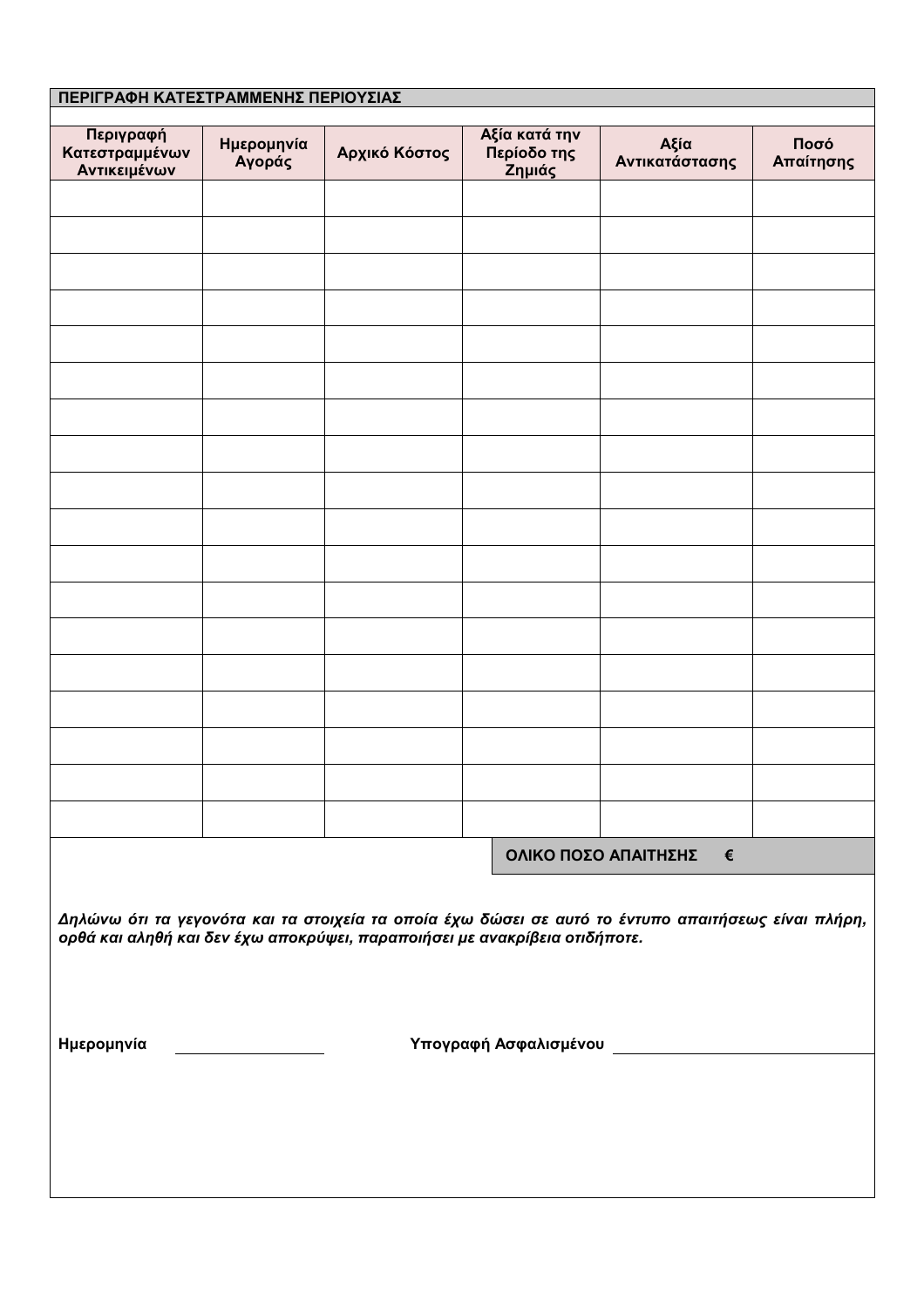**ΠΕΡΙΓΡΑΦΗ ΚΑΤΕΣΤΡΑΜΜΕΝΗΣ ΠΕΡΙΟΥΣΙΑΣ**

| Περιγραφή Κατεστραμμένων Αντικειμένων | Ημερομηνία Αγοράς | Αρχικό Κόστος | Αξία κατά την Περίοδο της Ζημιάς | Αξία Αντικατάστασης | Ποσό Απαίτησης |
|---|---|---|---|---|---|
| | | | | | |
| | | | | | |
| | | | | | |
| | | | | | |
| | | | | | |
| | | | | | |
| | | | | | |
| | | | | | |
| | | | | | |
| | | | | | |
| | | | | | |
| | | | | | |
| | | | | | |
| | | | | | |
| | | | | | |
| | | | | | |
| | | | | | |
| | | | | | |
| | | | **ΟΛΙΚΟ ΠΟΣΟ ΑΠΑΙΤΗΣΗΣ** | **€** | |

***Δηλώνω ότι τα γεγονότα και τα στοιχεία τα οποία έχω δώσει σε αυτό το έντυπο απαιτήσεως είναι πλήρη, ορθά και αληθή και δεν έχω αποκρύψει, παραποιήσει με ανακρίβεια οτιδήποτε.***

**Ημερομηνία** ____________________ **Υπογραφή Ασφαλισμένου** ______________________________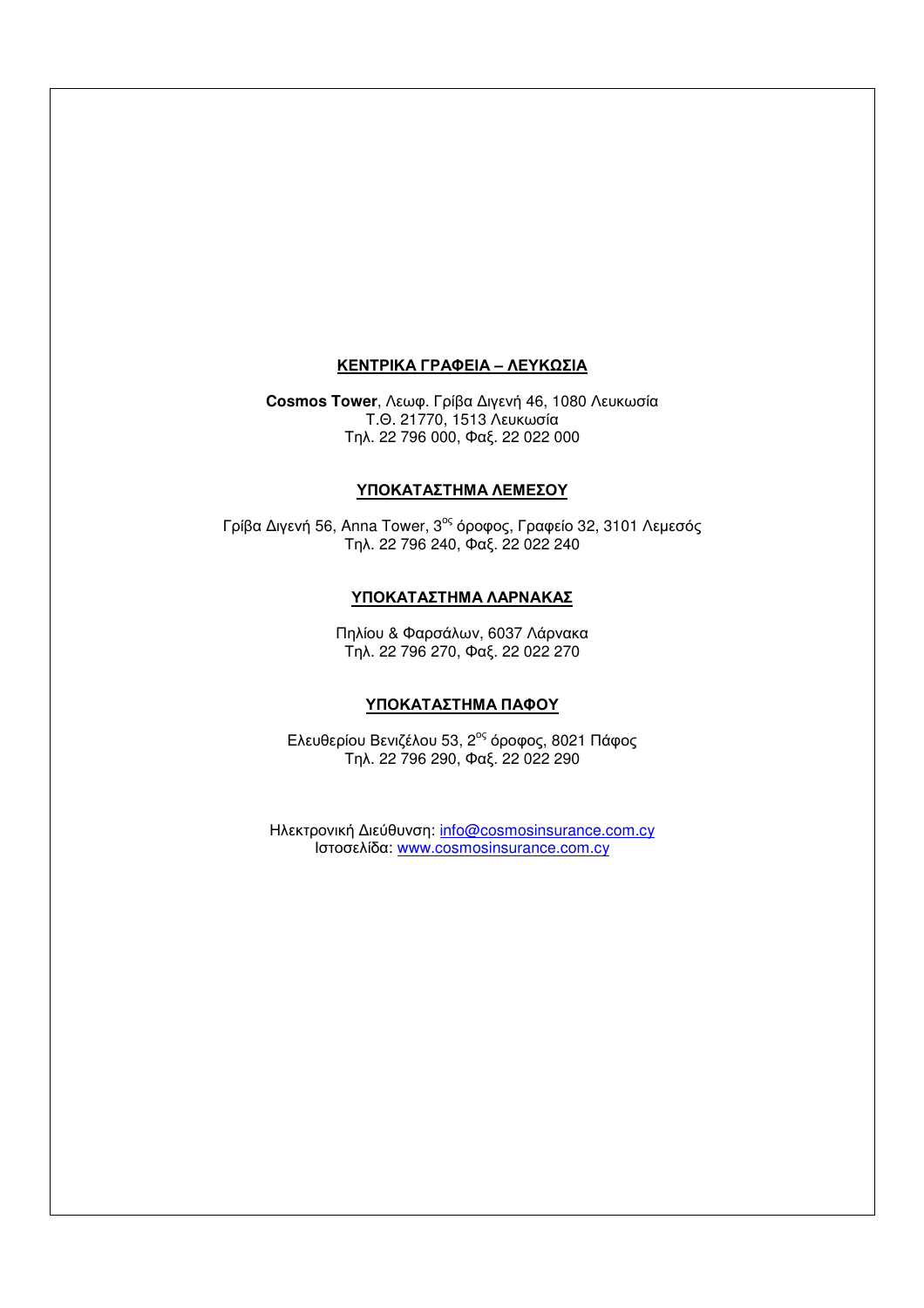## ΚΕΝΤΡΙΚΑ ΓΡΑΦΕΙΑ – ΛΕΥΚΩΣΙΑ

**Cosmos Tower**, Λεωφ. Γρίβα Διγενή 46, 1080 Λευκωσία
Τ.Θ. 21770, 1513 Λευκωσία
Τηλ. 22 796 000, Φαξ. 22 022 000

## ΥΠΟΚΑΤΑΣΤΗΜΑ ΛΕΜΕΣΟΥ

Γρίβα Διγενή 56, Anna Tower, 3ος όροφος, Γραφείο 32, 3101 Λεμεσός
Τηλ. 22 796 240, Φαξ. 22 022 240

## ΥΠΟΚΑΤΑΣΤΗΜΑ ΛΑΡΝΑΚΑΣ

Πηλίου & Φαρσάλων, 6037 Λάρνακα
Τηλ. 22 796 270, Φαξ. 22 022 270

## ΥΠΟΚΑΤΑΣΤΗΜΑ ΠΑΦΟΥ

Ελευθερίου Βενιζέλου 53, 2ος όροφος, 8021 Πάφος
Τηλ. 22 796 290, Φαξ. 22 022 290

Ηλεκτρονική Διεύθυνση: info@cosmosinsurance.com.cy
Ιστοσελίδα: www.cosmosinsurance.com.cy